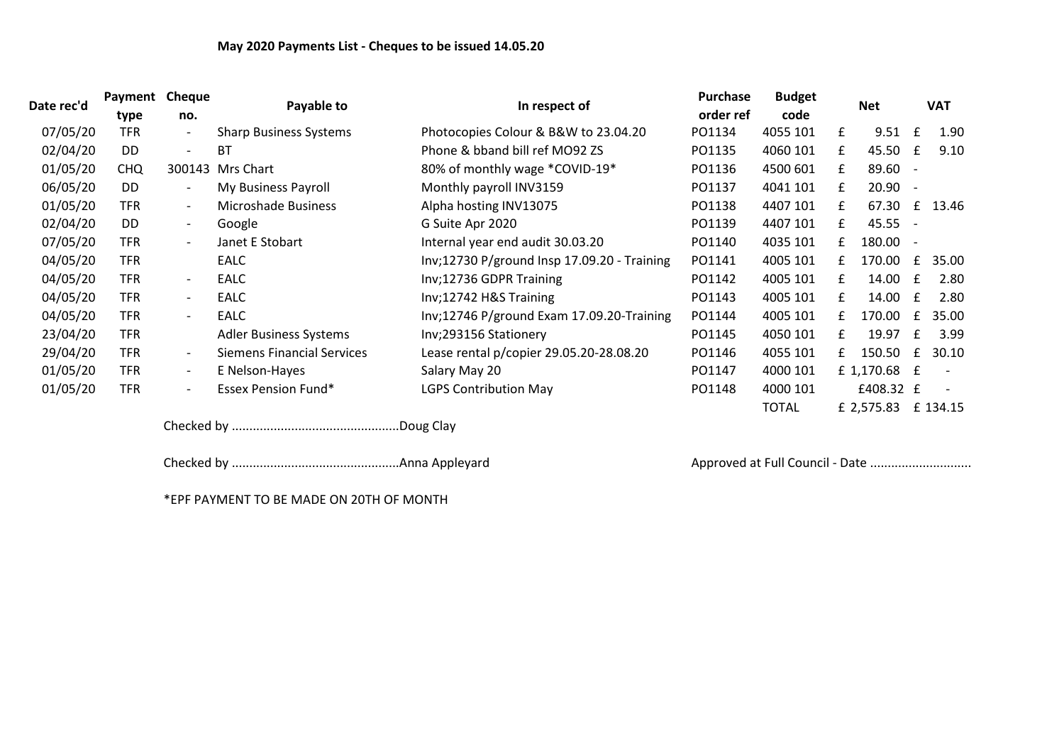**May 2020 Payments List - Cheques to be issued 14.05.20**

| Date rec'd | Payment type | Cheque no. | Payable to | In respect of | Purchase order ref | Budget code | Net | VAT |
|---|---|---|---|---|---|---|---|---|
| 07/05/20 | TFR | - | Sharp Business Systems | Photocopies Colour & B&W to 23.04.20 | PO1134 | 4055 101 | £ 9.51 | £ 1.90 |
| 02/04/20 | DD | - | BT | Phone & bband bill ref MO92 ZS | PO1135 | 4060 101 | £ 45.50 | £ 9.10 |
| 01/05/20 | CHQ | 300143 | Mrs Chart | 80% of monthly wage *COVID-19* | PO1136 | 4500 601 | £ 89.60 | - |
| 06/05/20 | DD | - | My Business Payroll | Monthly payroll INV3159 | PO1137 | 4041 101 | £ 20.90 | - |
| 01/05/20 | TFR | - | Microshade Business | Alpha hosting INV13075 | PO1138 | 4407 101 | £ 67.30 | £ 13.46 |
| 02/04/20 | DD | - | Google | G Suite Apr 2020 | PO1139 | 4407 101 | £ 45.55 | - |
| 07/05/20 | TFR | - | Janet E Stobart | Internal year end audit 30.03.20 | PO1140 | 4035 101 | £ 180.00 | - |
| 04/05/20 | TFR | | EALC | Inv;12730 P/ground Insp 17.09.20 - Training | PO1141 | 4005 101 | £ 170.00 | £ 35.00 |
| 04/05/20 | TFR | - | EALC | Inv;12736 GDPR Training | PO1142 | 4005 101 | £ 14.00 | £ 2.80 |
| 04/05/20 | TFR | - | EALC | Inv;12742 H&S Training | PO1143 | 4005 101 | £ 14.00 | £ 2.80 |
| 04/05/20 | TFR | - | EALC | Inv;12746 P/ground Exam 17.09.20-Training | PO1144 | 4005 101 | £ 170.00 | £ 35.00 |
| 23/04/20 | TFR | | Adler Business Systems | Inv;293156 Stationery | PO1145 | 4050 101 | £ 19.97 | £ 3.99 |
| 29/04/20 | TFR | - | Siemens Financial Services | Lease rental p/copier 29.05.20-28.08.20 | PO1146 | 4055 101 | £ 150.50 | £ 30.10 |
| 01/05/20 | TFR | - | E Nelson-Hayes | Salary May 20 | PO1147 | 4000 101 | £ 1,170.68 | £ - |
| 01/05/20 | TFR | - | Essex Pension Fund* | LGPS Contribution May | PO1148 | 4000 101 | £408.32 | £ - |
| | | | | | | TOTAL | £ 2,575.83 | £ 134.15 |

Checked by ...............................................Doug Clay

Checked by ...............................................Anna Appleyard

Approved at Full Council - Date ............................

*EPF PAYMENT TO BE MADE ON 20TH OF MONTH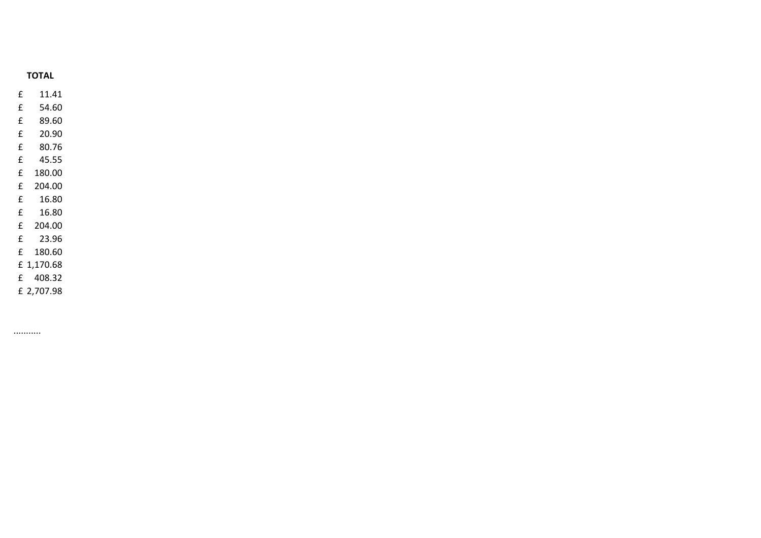| TOTAL |
| --- |
| £ 11.41 |
| £ 54.60 |
| £ 89.60 |
| £ 20.90 |
| £ 80.76 |
| £ 45.55 |
| £ 180.00 |
| £ 204.00 |
| £ 16.80 |
| £ 16.80 |
| £ 204.00 |
| £ 23.96 |
| £ 180.60 |
| £ 1,170.68 |
| £ 408.32 |
| £ 2,707.98 |

...........